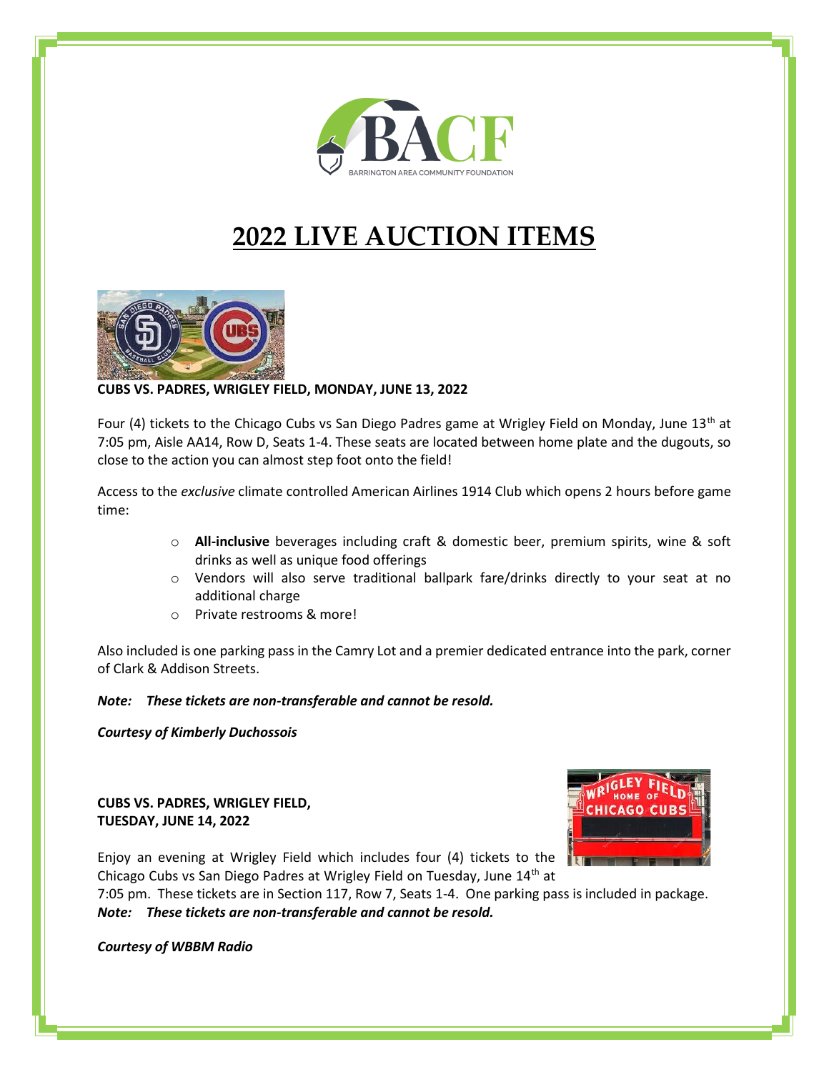BARRINGTON AREA COMMUNITY FOUNDATION

# 2022 LIVE AUCTION ITEMS

**CUBS VS. PADRES, WRIGLEY FIELD, MONDAY, JUNE 13, 2022**

Four (4) tickets to the Chicago Cubs vs San Diego Padres game at Wrigley Field on Monday, June 13th at 7:05 pm, Aisle AA14, Row D, Seats 1-4. These seats are located between home plate and the dugouts, so close to the action you can almost step foot onto the field!

Access to the *exclusive* climate controlled American Airlines 1914 Club which opens 2 hours before game time:

- **All-inclusive** beverages including craft & domestic beer, premium spirits, wine & soft drinks as well as unique food offerings
- Vendors will also serve traditional ballpark fare/drinks directly to your seat at no additional charge
- Private restrooms & more!

Also included is one parking pass in the Camry Lot and a premier dedicated entrance into the park, corner of Clark & Addison Streets.

***Note: These tickets are non-transferable and cannot be resold.***

***Courtesy of Kimberly Duchossois***

**CUBS VS. PADRES, WRIGLEY FIELD,**
**TUESDAY, JUNE 14, 2022**

Enjoy an evening at Wrigley Field which includes four (4) tickets to the Chicago Cubs vs San Diego Padres at Wrigley Field on Tuesday, June 14th at 7:05 pm. These tickets are in Section 117, Row 7, Seats 1-4. One parking pass is included in package.
***Note: These tickets are non-transferable and cannot be resold.***

***Courtesy of WBBM Radio***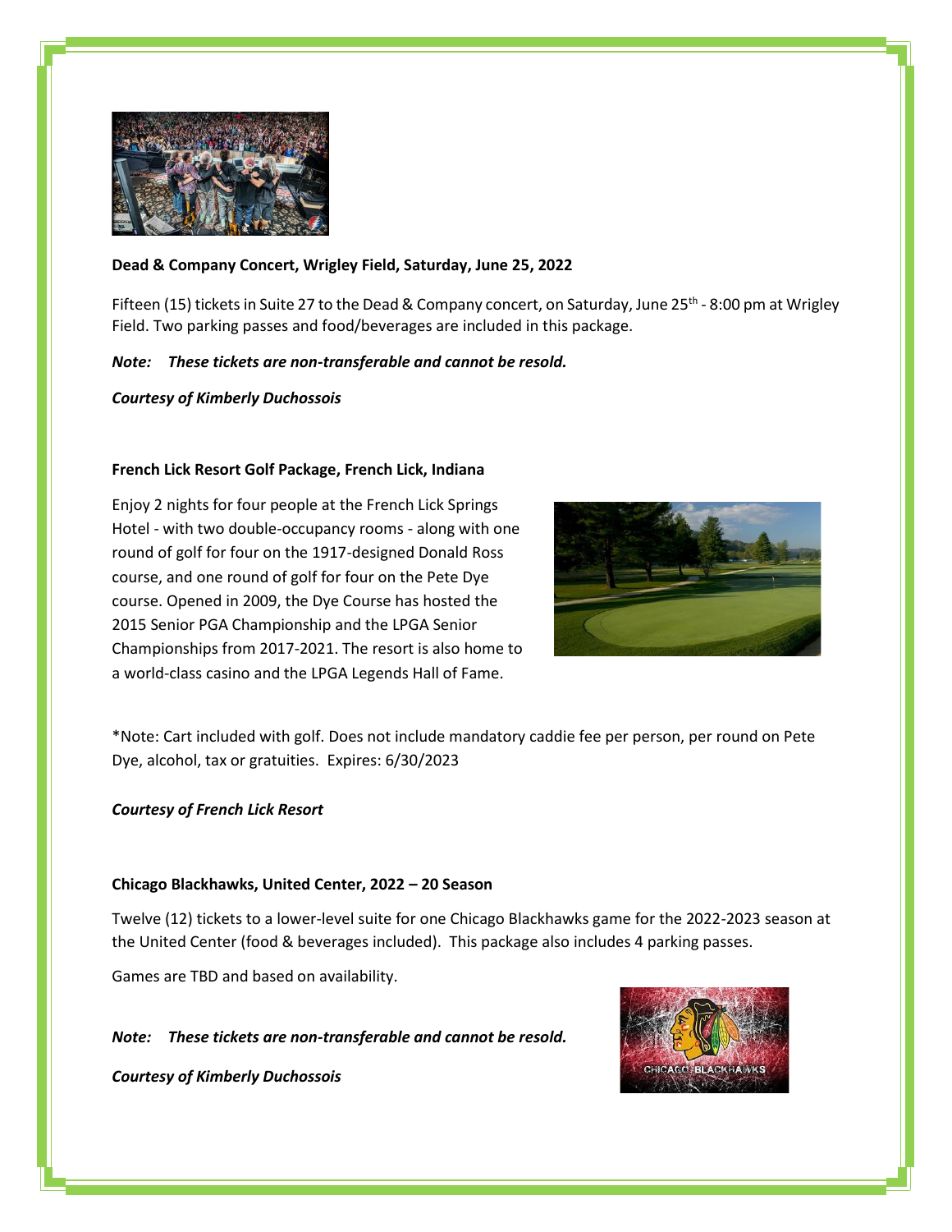**Dead & Company Concert, Wrigley Field, Saturday, June 25, 2022**

Fifteen (15) tickets in Suite 27 to the Dead & Company concert, on Saturday, June 25th - 8:00 pm at Wrigley Field. Two parking passes and food/beverages are included in this package.

***Note: These tickets are non-transferable and cannot be resold.***

***Courtesy of Kimberly Duchossois***

**French Lick Resort Golf Package, French Lick, Indiana**

Enjoy 2 nights for four people at the French Lick Springs Hotel - with two double-occupancy rooms - along with one round of golf for four on the 1917-designed Donald Ross course, and one round of golf for four on the Pete Dye course. Opened in 2009, the Dye Course has hosted the 2015 Senior PGA Championship and the LPGA Senior Championships from 2017-2021. The resort is also home to a world-class casino and the LPGA Legends Hall of Fame.

*Note: Cart included with golf. Does not include mandatory caddie fee per person, per round on Pete Dye, alcohol, tax or gratuities. Expires: 6/30/2023

***Courtesy of French Lick Resort***

**Chicago Blackhawks, United Center, 2022 – 20 Season**

Twelve (12) tickets to a lower-level suite for one Chicago Blackhawks game for the 2022-2023 season at the United Center (food & beverages included). This package also includes 4 parking passes.

Games are TBD and based on availability.

***Note: These tickets are non-transferable and cannot be resold.***

***Courtesy of Kimberly Duchossois***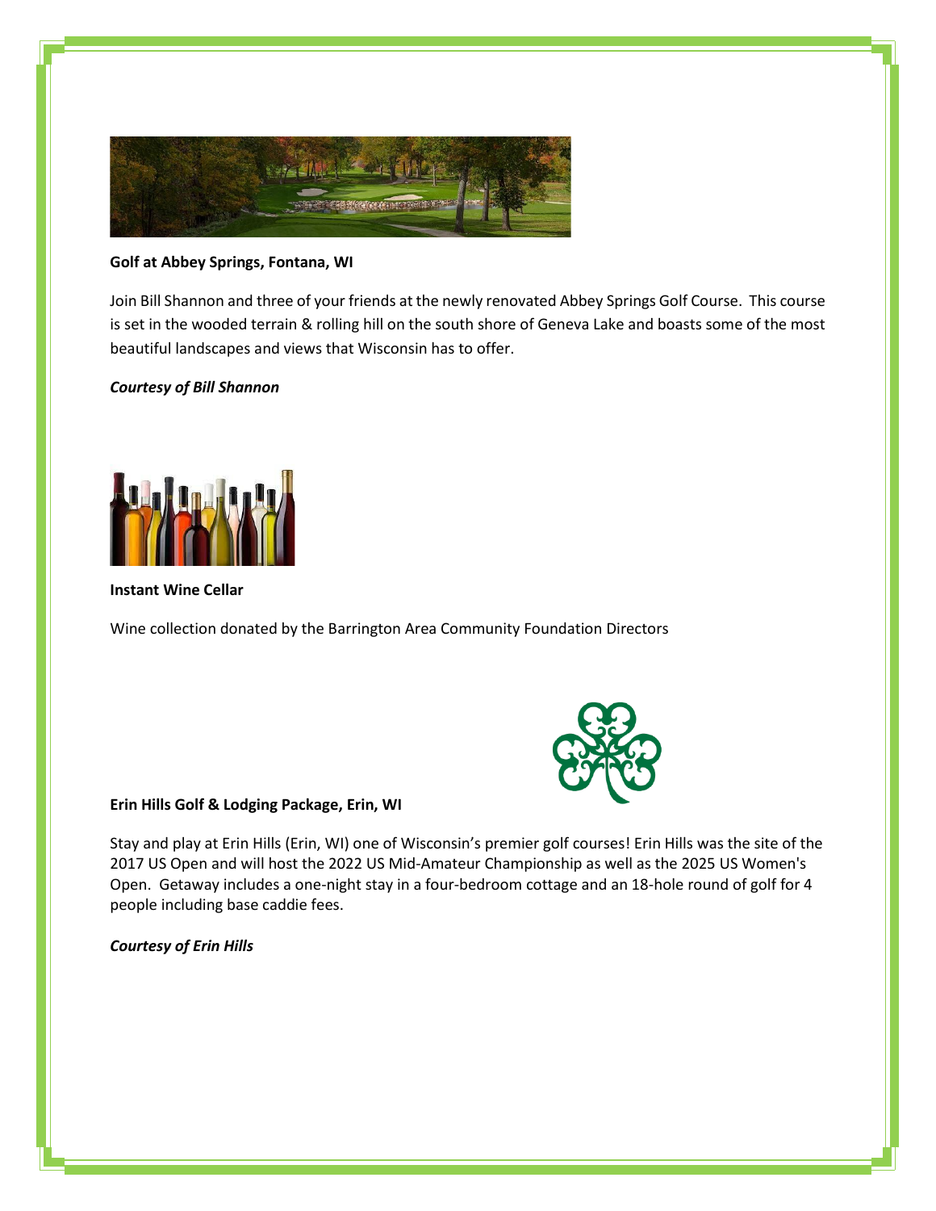**Golf at Abbey Springs, Fontana, WI**

Join Bill Shannon and three of your friends at the newly renovated Abbey Springs Golf Course. This course is set in the wooded terrain & rolling hill on the south shore of Geneva Lake and boasts some of the most beautiful landscapes and views that Wisconsin has to offer.

***Courtesy of Bill Shannon***

**Instant Wine Cellar**

Wine collection donated by the Barrington Area Community Foundation Directors

**Erin Hills Golf & Lodging Package, Erin, WI**

Stay and play at Erin Hills (Erin, WI) one of Wisconsin's premier golf courses! Erin Hills was the site of the 2017 US Open and will host the 2022 US Mid-Amateur Championship as well as the 2025 US Women's Open. Getaway includes a one-night stay in a four-bedroom cottage and an 18-hole round of golf for 4 people including base caddie fees.

***Courtesy of Erin Hills***